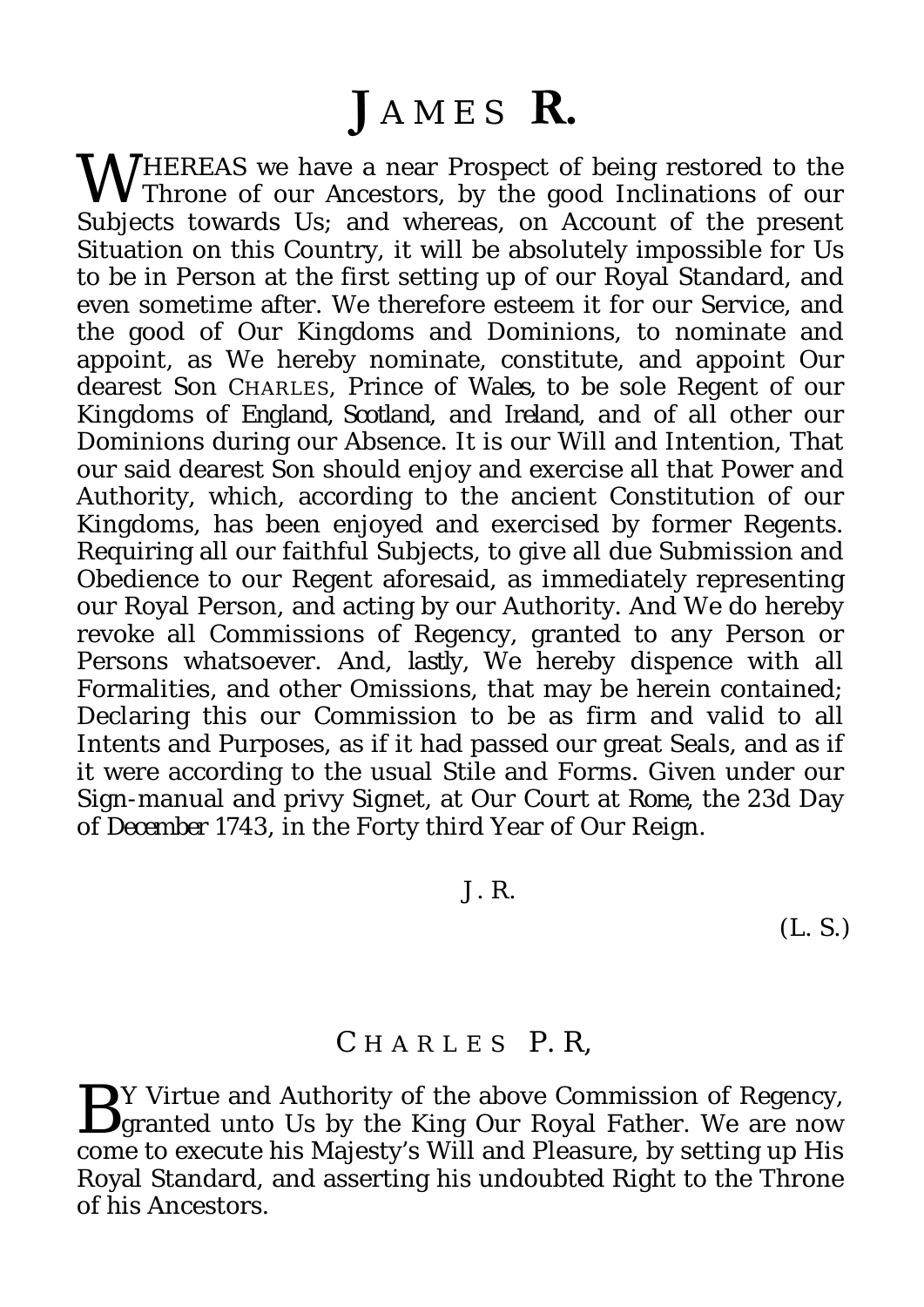# JAMES R.

WHEREAS we have a near Prospect of being restored to the Throne of our Ancestors, by the good Inclinations of our Subjects towards Us; and whereas, on Account of the present Situation on this Country, it will be absolutely impossible for Us to be in Person at the first setting up of our Royal Standard, and even sometime after. We therefore esteem it for our Service, and the good of Our Kingdoms and Dominions, to nominate and appoint, as We hereby nominate, constitute, and appoint Our dearest Son CHARLES, Prince of *Wales*, to be sole Regent of our Kingdoms of *England*, *Scotland*, and *Ireland*, and of all other our Dominions during our Absence. It is our Will and Intention, That our said dearest Son should enjoy and exercise all that Power and Authority, which, according to the ancient Constitution of our Kingdoms, has been enjoyed and exercised by former Regents. Requiring all our faithful Subjects, to give all due Submission and Obedience to our Regent aforesaid, as immediately representing our Royal Person, and acting by our Authority. And We do hereby revoke all Commissions of Regency, granted to any Person or Persons whatsoever. And, *lastly*, We hereby dispence with all Formalities, and other Omissions, that may be herein contained; Declaring this our Commission to be as firm and valid to all Intents and Purposes, as if it had passed our great Seals, and as if it were according to the usual Stile and Forms. Given under our Sign-manual and privy Signet, at Our Court at *Rome*, the 23d Day of *December* 1743, in the Forty third Year of Our Reign.

J. R.

(L. S.)

## CHARLES P. R,

BY Virtue and Authority of the above Commission of Regency, granted unto Us by the King Our Royal Father. We are now come to execute his Majesty's Will and Pleasure, by setting up His Royal Standard, and asserting his undoubted Right to the Throne of his Ancestors.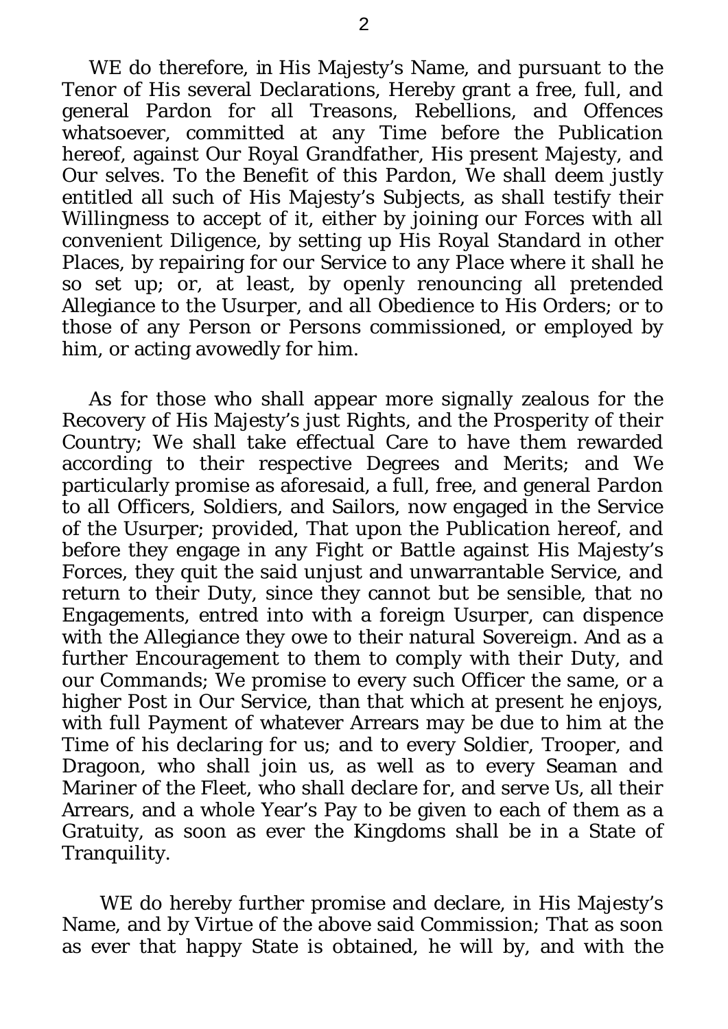WE do therefore, in His Majesty's Name, and pursuant to the Tenor of His several Declarations, Hereby grant a free, full, and general Pardon for all Treasons, Rebellions, and Offences whatsoever, committed at any Time before the Publication hereof, against Our Royal Grandfather, His present Majesty, and Our selves. To the Benefit of this Pardon, We shall deem justly entitled all such of His Majesty's Subjects, as shall testify their Willingness to accept of it, either by joining our Forces with all convenient Diligence, by setting up His Royal Standard in other Places, by repairing for our Service to any Place where it shall he so set up; or, at least, by openly renouncing all pretended Allegiance to the Usurper, and all Obedience to His Orders; or to those of any Person or Persons commissioned, or employed by him, or acting avowedly for him.

As for those who shall appear more signally zealous for the Recovery of His Majesty's just Rights, and the Prosperity of their Country; We shall take effectual Care to have them rewarded according to their respective Degrees and Merits; and We particularly promise as aforesaid, a full, free, and general Pardon to all Officers, Soldiers, and Sailors, now engaged in the Service of the Usurper; provided, That upon the Publication hereof, and before they engage in any Fight or Battle against His Majesty's Forces, they quit the said unjust and unwarrantable Service, and return to their Duty, since they cannot but be sensible, that no Engagements, entred into with a foreign Usurper, can dispence with the Allegiance they owe to their natural Sovereign. And as a further Encouragement to them to comply with their Duty, and our Commands; We promise to every such Officer the same, or a higher Post in Our Service, than that which at present he enjoys, with full Payment of whatever Arrears may be due to him at the Time of his declaring for us; and to every Soldier, Trooper, and Dragoon, who shall join us, as well as to every Seaman and Mariner of the Fleet, who shall declare for, and serve Us, all their Arrears, and a whole Year's Pay to be given to each of them as a Gratuity, as soon as ever the Kingdoms shall be in a State of Tranquility.

WE do hereby further promise and declare, in His Majesty's Name, and by Virtue of the above said Commission; That as soon as ever that happy State is obtained, he will by, and with the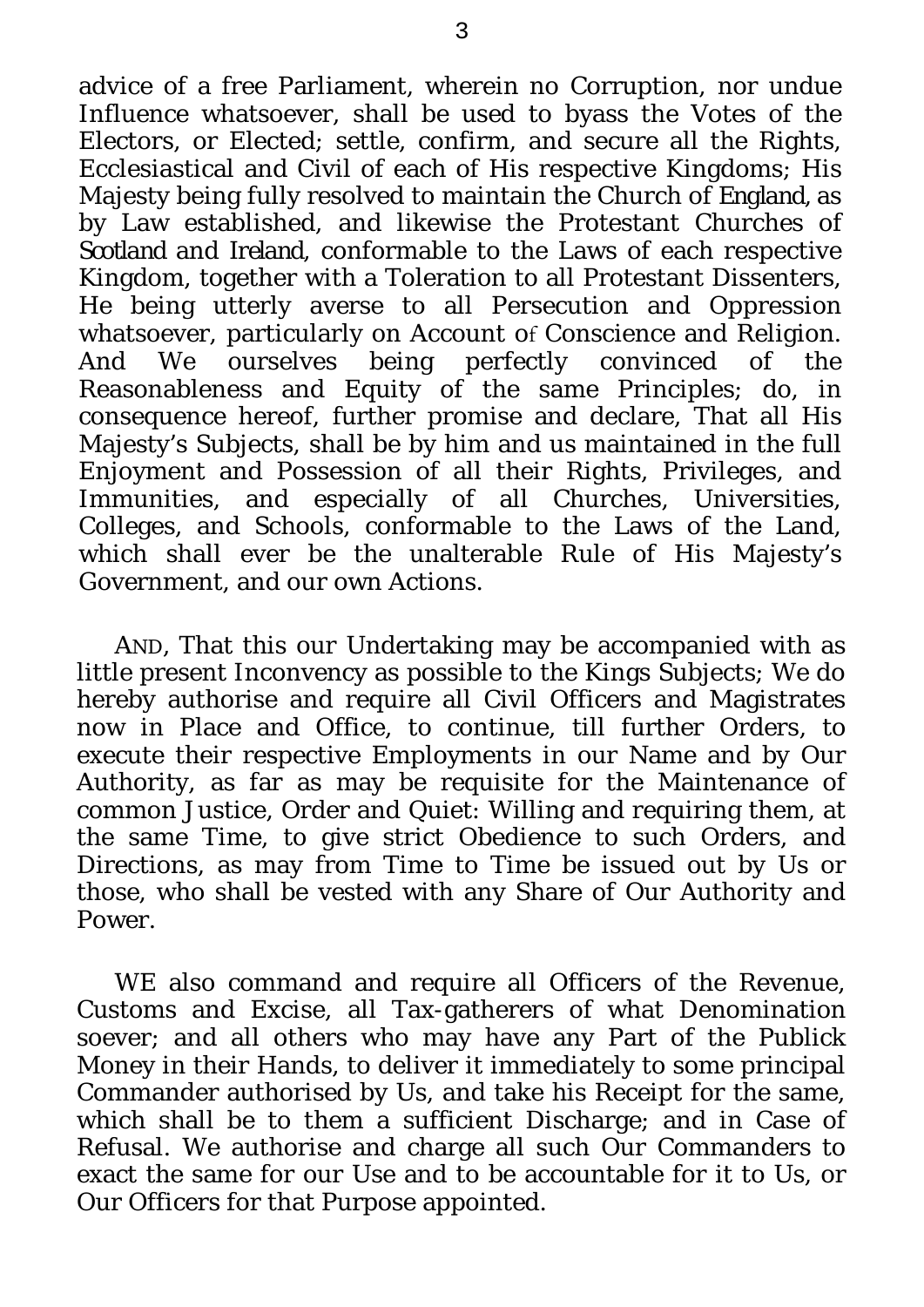advice of a free Parliament, wherein no Corruption, nor undue Influence whatsoever, shall be used to byass the Votes of the Electors, or Elected; settle, confirm, and secure all the Rights, Ecclesiastical and Civil of each of His respective Kingdoms; His Majesty being fully resolved to maintain the Church of *England*, as by Law established, and likewise the Protestant Churches of *Scotland* and *Ireland*, conformable to the Laws of each respective Kingdom, together with a Toleration to all Protestant Dissenters, He being utterly averse to all Persecution and Oppression whatsoever, particularly on Account of Conscience and Religion. And We ourselves being perfectly convinced of the Reasonableness and Equity of the same Principles; do, in consequence hereof, further promise and declare, That all His Majesty's Subjects, shall be by him and us maintained in the full Enjoyment and Possession of all their Rights, Privileges, and Immunities, and especially of all Churches, Universities, Colleges, and Schools, conformable to the Laws of the Land, which shall ever be the unalterable Rule of His Majesty's Government, and our own Actions.

AND, That this our Undertaking may be accompanied with as little present Inconvency as possible to the Kings Subjects; We do hereby authorise and require all Civil Officers and Magistrates now in Place and Office, to continue, till further Orders, to execute their respective Employments in our Name and by Our Authority, as far as may be requisite for the Maintenance of common Justice, Order and Quiet: Willing and requiring them, at the same Time, to give strict Obedience to such Orders, and Directions, as may from Time to Time be issued out by Us or those, who shall be vested with any Share of Our Authority and Power.

WE also command and require all Officers of the Revenue, Customs and Excise, all Tax-gatherers of what Denomination soever; and all others who may have any Part of the Publick Money in their Hands, to deliver it immediately to some principal Commander authorised by Us, and take his Receipt for the same, which shall be to them a sufficient Discharge; and in Case of Refusal. We authorise and charge all such Our Commanders to exact the same for our Use and to be accountable for it to Us, or Our Officers for that Purpose appointed.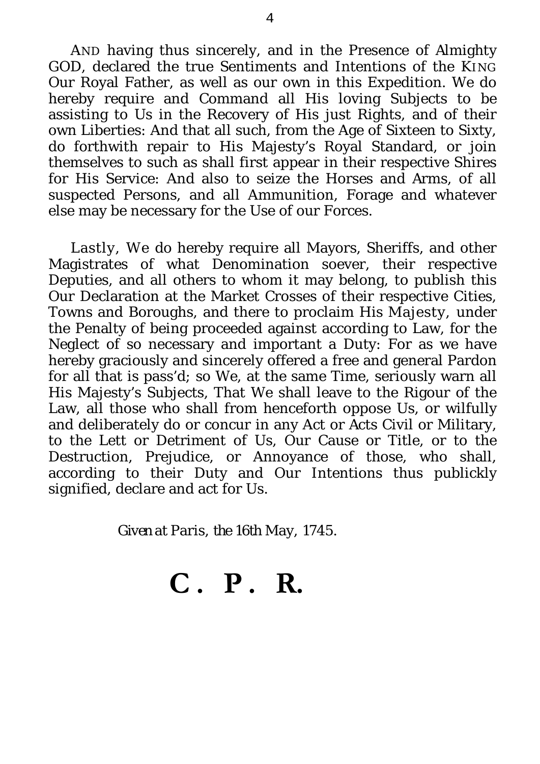AND having thus sincerely, and in the Presence of Almighty GOD, declared the true Sentiments and Intentions of the KING Our Royal Father, as well as our own in this Expedition. We do hereby require and Command all His loving Subjects to be assisting to Us in the Recovery of His just Rights, and of their own Liberties: And that all such, from the Age of Sixteen to Sixty, do forthwith repair to His Majesty's Royal Standard, or join themselves to such as shall first appear in their respective Shires for His Service: And also to seize the Horses and Arms, of all suspected Persons, and all Ammunition, Forage and whatever else may be necessary for the Use of our Forces.

Lastly, We do hereby require all Mayors, Sheriffs, and other Magistrates of what Denomination soever, their respective Deputies, and all others to whom it may belong, to publish this Our Declaration at the Market Crosses of their respective Cities, Towns and Boroughs, and there to proclaim His Majesty, under the Penalty of being proceeded against according to Law, for the Neglect of so necessary and important a Duty: For as we have hereby graciously and sincerely offered a free and general Pardon for all that is pass'd; so We, at the same Time, seriously warn all His Majesty's Subjects, That We shall leave to the Rigour of the Law, all those who shall from henceforth oppose Us, or wilfully and deliberately do or concur in any Act or Acts Civil or Military, to the Lett or Detriment of Us, Our Cause or Title, or to the Destruction, Prejudice, or Annoyance of those, who shall, according to their Duty and Our Intentions thus publickly signified, declare and act for Us.

*Given at Paris, the 16th May, 1745.*

**C. P. R.**